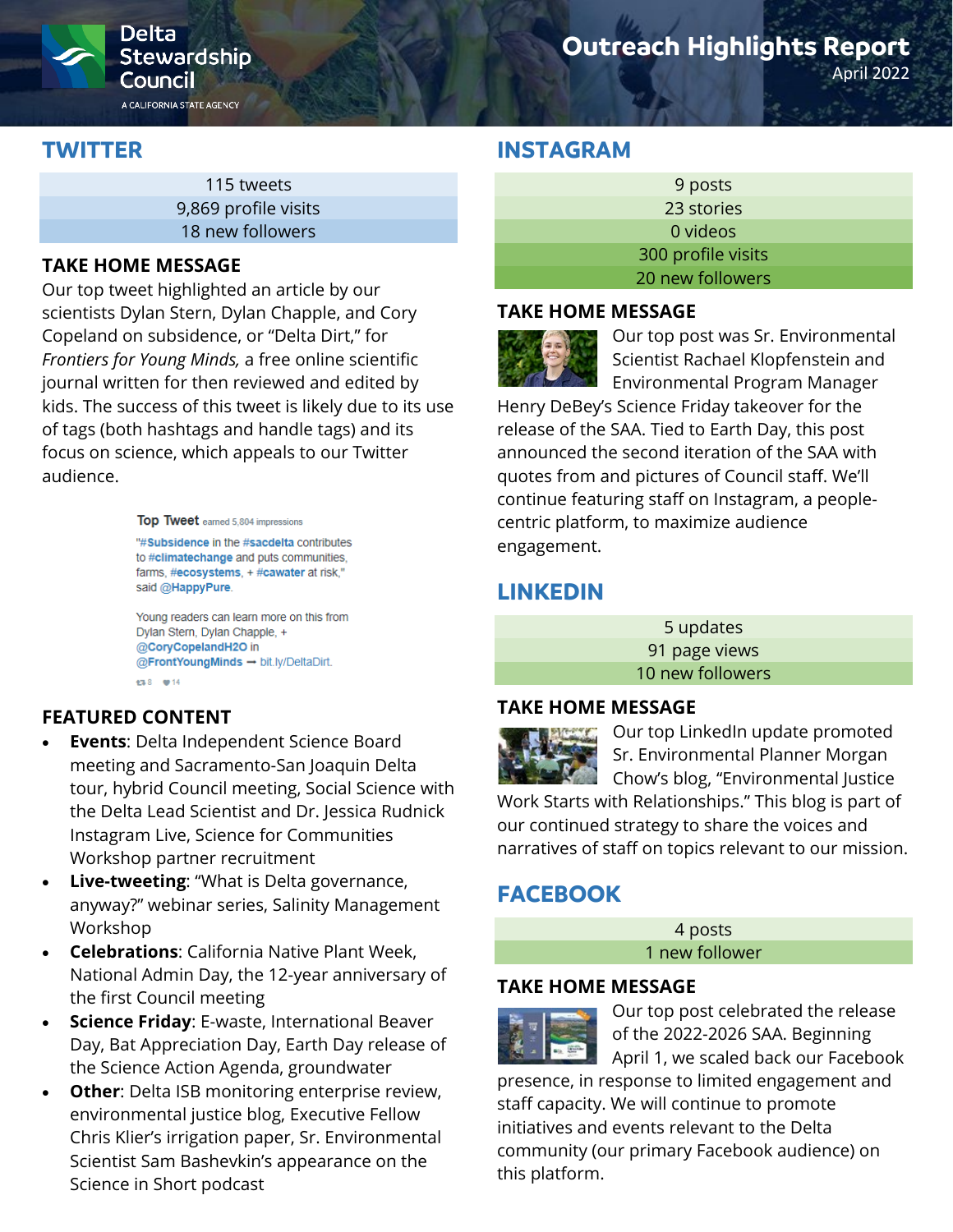# Outreach Highlights Report

April 2022

Delta Stewardship Council — A California State Agency

## TWITTER

| |
|---|
| 115 tweets |
| 9,869 profile visits |
| 18 new followers |

### TAKE HOME MESSAGE

Our top tweet highlighted an article by our scientists Dylan Stern, Dylan Chapple, and Cory Copeland on subsidence, or "Delta Dirt," for *Frontiers for Young Minds,* a free online scientific journal written for then reviewed and edited by kids. The success of this tweet is likely due to its use of tags (both hashtags and handle tags) and its focus on science, which appeals to our Twitter audience.

**Top Tweet** earned 5,804 impressions

"#Subsidence in the #sacdelta contributes to #climatechange and puts communities, farms, #ecosystems, + #cawater at risk," said @HappyPure.

Young readers can learn more on this from Dylan Stern, Dylan Chapple, + @CoryCopelandH2O in @FrontYoungMinds → bit.ly/DeltaDirt.

8 14

### FEATURED CONTENT

- **Events**: Delta Independent Science Board meeting and Sacramento-San Joaquin Delta tour, hybrid Council meeting, Social Science with the Delta Lead Scientist and Dr. Jessica Rudnick Instagram Live, Science for Communities Workshop partner recruitment
- **Live-tweeting**: "What is Delta governance, anyway?" webinar series, Salinity Management Workshop
- **Celebrations**: California Native Plant Week, National Admin Day, the 12-year anniversary of the first Council meeting
- **Science Friday**: E-waste, International Beaver Day, Bat Appreciation Day, Earth Day release of the Science Action Agenda, groundwater
- **Other**: Delta ISB monitoring enterprise review, environmental justice blog, Executive Fellow Chris Klier's irrigation paper, Sr. Environmental Scientist Sam Bashevkin's appearance on the Science in Short podcast

## INSTAGRAM

| |
|---|
| 9 posts |
| 23 stories |
| 0 videos |
| 300 profile visits |
| 20 new followers |

### TAKE HOME MESSAGE

Our top post was Sr. Environmental Scientist Rachael Klopfenstein and Environmental Program Manager Henry DeBey's Science Friday takeover for the release of the SAA. Tied to Earth Day, this post announced the second iteration of the SAA with quotes from and pictures of Council staff. We'll continue featuring staff on Instagram, a people-centric platform, to maximize audience engagement.

## LINKEDIN

| |
|---|
| 5 updates |
| 91 page views |
| 10 new followers |

### TAKE HOME MESSAGE

Our top LinkedIn update promoted Sr. Environmental Planner Morgan Chow's blog, "Environmental Justice Work Starts with Relationships." This blog is part of our continued strategy to share the voices and narratives of staff on topics relevant to our mission.

## FACEBOOK

| |
|---|
| 4 posts |
| 1 new follower |

### TAKE HOME MESSAGE

Our top post celebrated the release of the 2022-2026 SAA. Beginning April 1, we scaled back our Facebook presence, in response to limited engagement and staff capacity. We will continue to promote initiatives and events relevant to the Delta community (our primary Facebook audience) on this platform.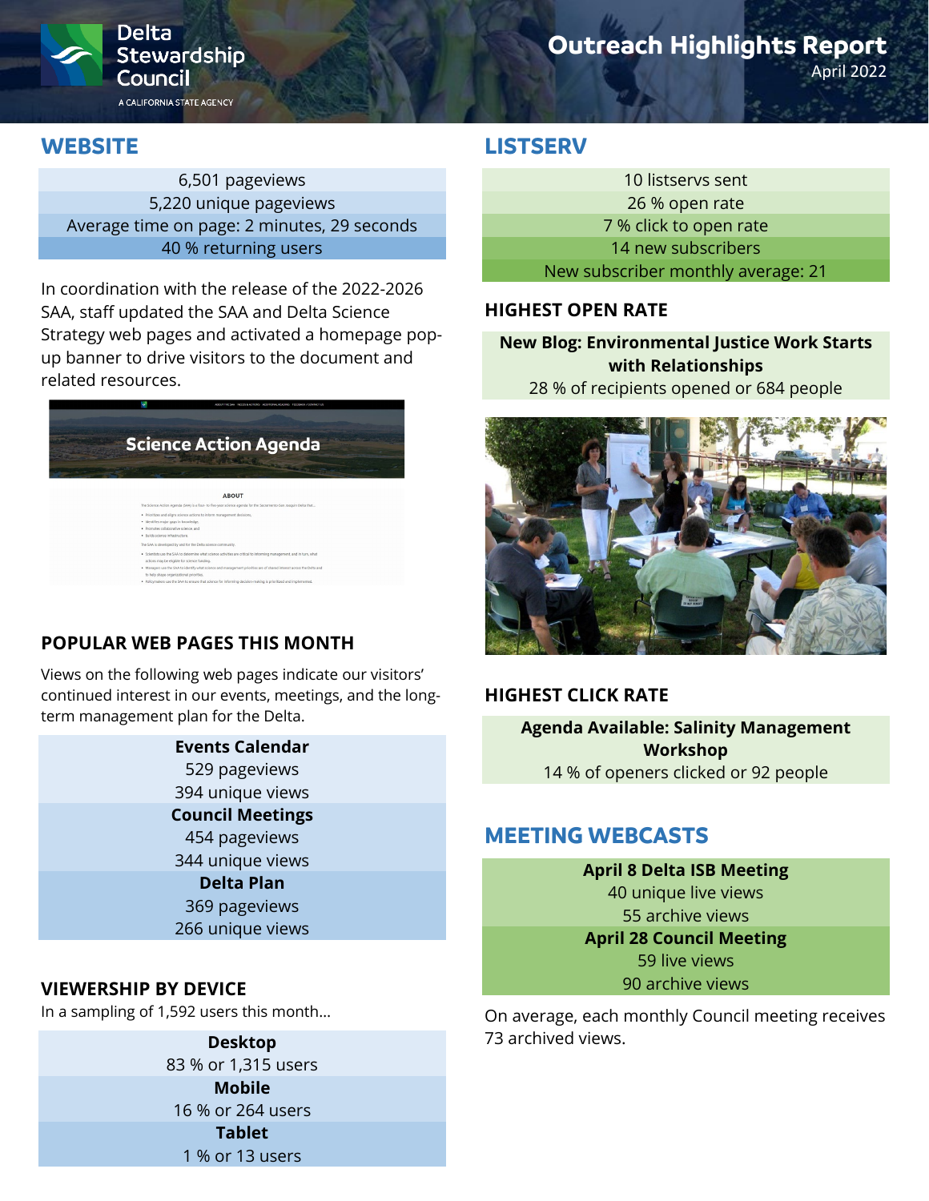# Outreach Highlights Report

April 2022

## WEBSITE

| |
|---|
| 6,501 pageviews |
| 5,220 unique pageviews |
| Average time on page: 2 minutes, 29 seconds |
| 40 % returning users |

In coordination with the release of the 2022-2026 SAA, staff updated the SAA and Delta Science Strategy web pages and activated a homepage pop-up banner to drive visitors to the document and related resources.

### POPULAR WEB PAGES THIS MONTH

Views on the following web pages indicate our visitors' continued interest in our events, meetings, and the long-term management plan for the Delta.

| |
|---|
| **Events Calendar** |
| 529 pageviews |
| 394 unique views |
| **Council Meetings** |
| 454 pageviews |
| 344 unique views |
| **Delta Plan** |
| 369 pageviews |
| 266 unique views |

### VIEWERSHIP BY DEVICE

In a sampling of 1,592 users this month...

| |
|---|
| **Desktop** |
| 83 % or 1,315 users |
| **Mobile** |
| 16 % or 264 users |
| **Tablet** |
| 1 % or 13 users |

## LISTSERV

| |
|---|
| 10 listservs sent |
| 26 % open rate |
| 7 % click to open rate |
| 14 new subscribers |
| New subscriber monthly average: 21 |

### HIGHEST OPEN RATE

**New Blog: Environmental Justice Work Starts with Relationships**

28 % of recipients opened or 684 people

### HIGHEST CLICK RATE

**Agenda Available: Salinity Management Workshop**

14 % of openers clicked or 92 people

## MEETING WEBCASTS

| |
|---|
| **April 8 Delta ISB Meeting** |
| 40 unique live views |
| 55 archive views |
| **April 28 Council Meeting** |
| 59 live views |
| 90 archive views |

On average, each monthly Council meeting receives 73 archived views.